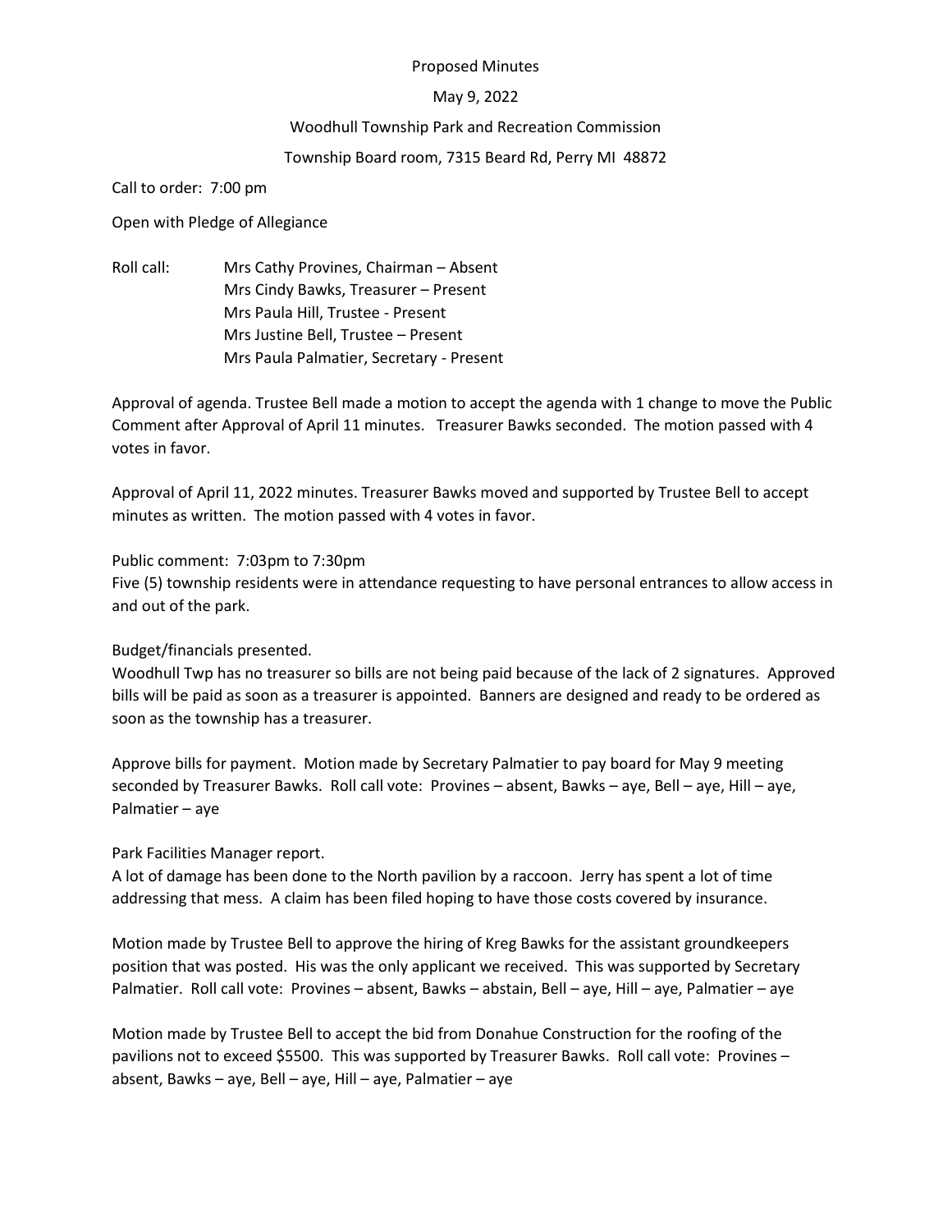Proposed Minutes

May 9, 2022

Woodhull Township Park and Recreation Commission

Township Board room, 7315 Beard Rd, Perry MI 48872

Call to order: 7:00 pm

Open with Pledge of Allegiance

Roll call:
- Mrs Cathy Provines, Chairman – Absent
- Mrs Cindy Bawks, Treasurer – Present
- Mrs Paula Hill, Trustee - Present
- Mrs Justine Bell, Trustee – Present
- Mrs Paula Palmatier, Secretary - Present

Approval of agenda. Trustee Bell made a motion to accept the agenda with 1 change to move the Public Comment after Approval of April 11 minutes. Treasurer Bawks seconded. The motion passed with 4 votes in favor.

Approval of April 11, 2022 minutes. Treasurer Bawks moved and supported by Trustee Bell to accept minutes as written. The motion passed with 4 votes in favor.

Public comment: 7:03pm to 7:30pm
Five (5) township residents were in attendance requesting to have personal entrances to allow access in and out of the park.

Budget/financials presented.
Woodhull Twp has no treasurer so bills are not being paid because of the lack of 2 signatures. Approved bills will be paid as soon as a treasurer is appointed. Banners are designed and ready to be ordered as soon as the township has a treasurer.

Approve bills for payment. Motion made by Secretary Palmatier to pay board for May 9 meeting seconded by Treasurer Bawks. Roll call vote: Provines – absent, Bawks – aye, Bell – aye, Hill – aye, Palmatier – aye

Park Facilities Manager report.
A lot of damage has been done to the North pavilion by a raccoon. Jerry has spent a lot of time addressing that mess. A claim has been filed hoping to have those costs covered by insurance.

Motion made by Trustee Bell to approve the hiring of Kreg Bawks for the assistant groundkeepers position that was posted. His was the only applicant we received. This was supported by Secretary Palmatier. Roll call vote: Provines – absent, Bawks – abstain, Bell – aye, Hill – aye, Palmatier – aye

Motion made by Trustee Bell to accept the bid from Donahue Construction for the roofing of the pavilions not to exceed $5500. This was supported by Treasurer Bawks. Roll call vote: Provines – absent, Bawks – aye, Bell – aye, Hill – aye, Palmatier – aye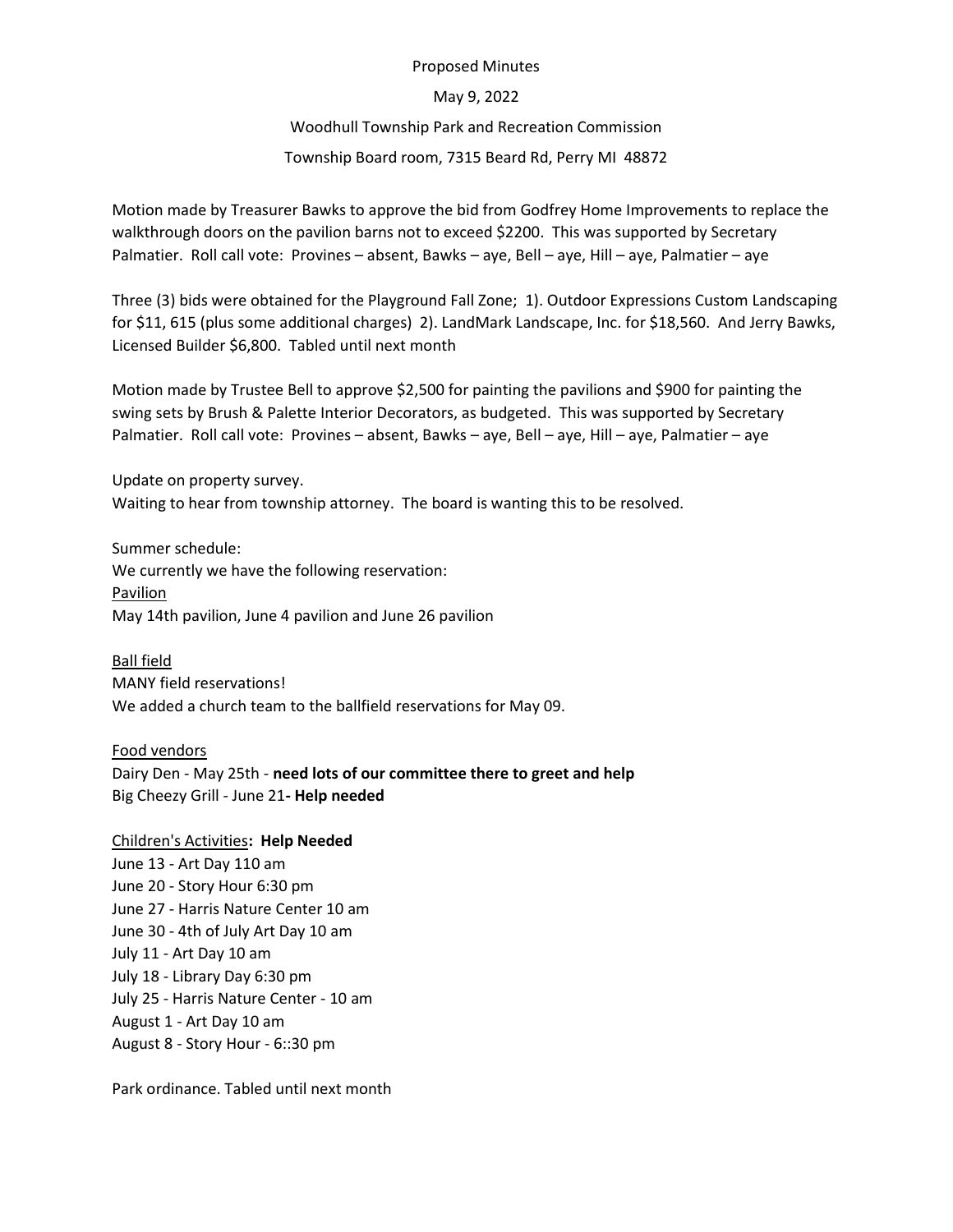Proposed Minutes

May 9, 2022

Woodhull Township Park and Recreation Commission

Township Board room, 7315 Beard Rd, Perry MI 48872

Motion made by Treasurer Bawks to approve the bid from Godfrey Home Improvements to replace the walkthrough doors on the pavilion barns not to exceed $2200. This was supported by Secretary Palmatier. Roll call vote: Provines – absent, Bawks – aye, Bell – aye, Hill – aye, Palmatier – aye

Three (3) bids were obtained for the Playground Fall Zone; 1). Outdoor Expressions Custom Landscaping for $11, 615 (plus some additional charges) 2). LandMark Landscape, Inc. for $18,560. And Jerry Bawks, Licensed Builder $6,800. Tabled until next month

Motion made by Trustee Bell to approve $2,500 for painting the pavilions and $900 for painting the swing sets by Brush & Palette Interior Decorators, as budgeted. This was supported by Secretary Palmatier. Roll call vote: Provines – absent, Bawks – aye, Bell – aye, Hill – aye, Palmatier – aye

Update on property survey.
Waiting to hear from township attorney. The board is wanting this to be resolved.

Summer schedule:
We currently we have the following reservation:
<u>Pavilion</u>
May 14th pavilion, June 4 pavilion and June 26 pavilion

<u>Ball field</u>
MANY field reservations!
We added a church team to the ballfield reservations for May 09.

<u>Food vendors</u>
Dairy Den - May 25th - **need lots of our committee there to greet and help**
Big Cheezy Grill - June 21**- Help needed**

<u>Children's Activities</u>**: Help Needed**
June 13 - Art Day 110 am
June 20 - Story Hour 6:30 pm
June 27 - Harris Nature Center 10 am
June 30 - 4th of July Art Day 10 am
July 11 - Art Day 10 am
July 18 - Library Day 6:30 pm
July 25 - Harris Nature Center - 10 am
August 1 - Art Day 10 am
August 8 - Story Hour - 6::30 pm

Park ordinance. Tabled until next month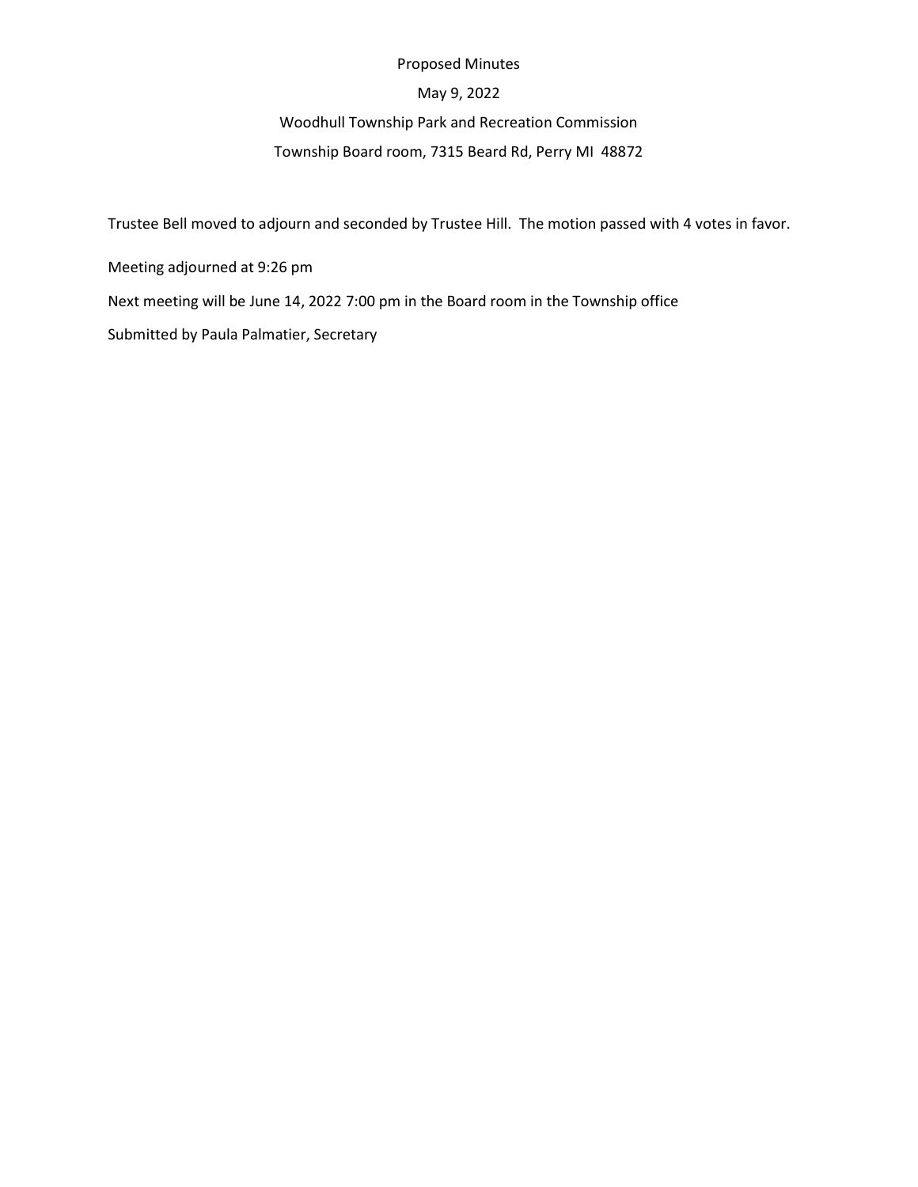Proposed Minutes

May 9, 2022

Woodhull Township Park and Recreation Commission

Township Board room, 7315 Beard Rd, Perry MI 48872

Trustee Bell moved to adjourn and seconded by Trustee Hill. The motion passed with 4 votes in favor.

Meeting adjourned at 9:26 pm

Next meeting will be June 14, 2022 7:00 pm in the Board room in the Township office

Submitted by Paula Palmatier, Secretary